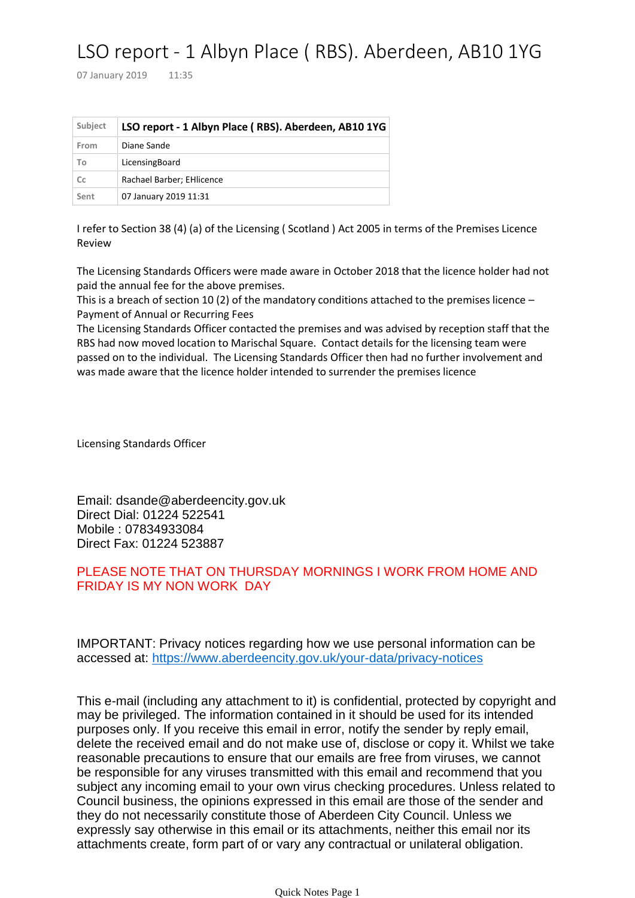# LSO report - 1 Albyn Place ( RBS). Aberdeen, AB10 1YG

07 January 2019 11:35

| Subject | **LSO report - 1 Albyn Place ( RBS). Aberdeen, AB10 1YG** |
|---|---|
| From | Diane Sande |
| To | LicensingBoard |
| Cc | Rachael Barber; EHlicence |
| Sent | 07 January 2019 11:31 |

I refer to Section 38 (4) (a) of the Licensing ( Scotland ) Act 2005 in terms of the Premises Licence Review

The Licensing Standards Officers were made aware in October 2018 that the licence holder had not paid the annual fee for the above premises.
This is a breach of section 10 (2) of the mandatory conditions attached to the premises licence – Payment of Annual or Recurring Fees
The Licensing Standards Officer contacted the premises and was advised by reception staff that the RBS had now moved location to Marischal Square. Contact details for the licensing team were passed on to the individual. The Licensing Standards Officer then had no further involvement and was made aware that the licence holder intended to surrender the premises licence

Licensing Standards Officer

Email: dsande@aberdeencity.gov.uk
Direct Dial: 01224 522541
Mobile : 07834933084
Direct Fax: 01224 523887

PLEASE NOTE THAT ON THURSDAY MORNINGS I WORK FROM HOME AND FRIDAY IS MY NON WORK DAY

IMPORTANT: Privacy notices regarding how we use personal information can be accessed at: https://www.aberdeencity.gov.uk/your-data/privacy-notices

This e-mail (including any attachment to it) is confidential, protected by copyright and may be privileged. The information contained in it should be used for its intended purposes only. If you receive this email in error, notify the sender by reply email, delete the received email and do not make use of, disclose or copy it. Whilst we take reasonable precautions to ensure that our emails are free from viruses, we cannot be responsible for any viruses transmitted with this email and recommend that you subject any incoming email to your own virus checking procedures. Unless related to Council business, the opinions expressed in this email are those of the sender and they do not necessarily constitute those of Aberdeen City Council. Unless we expressly say otherwise in this email or its attachments, neither this email nor its attachments create, form part of or vary any contractual or unilateral obligation.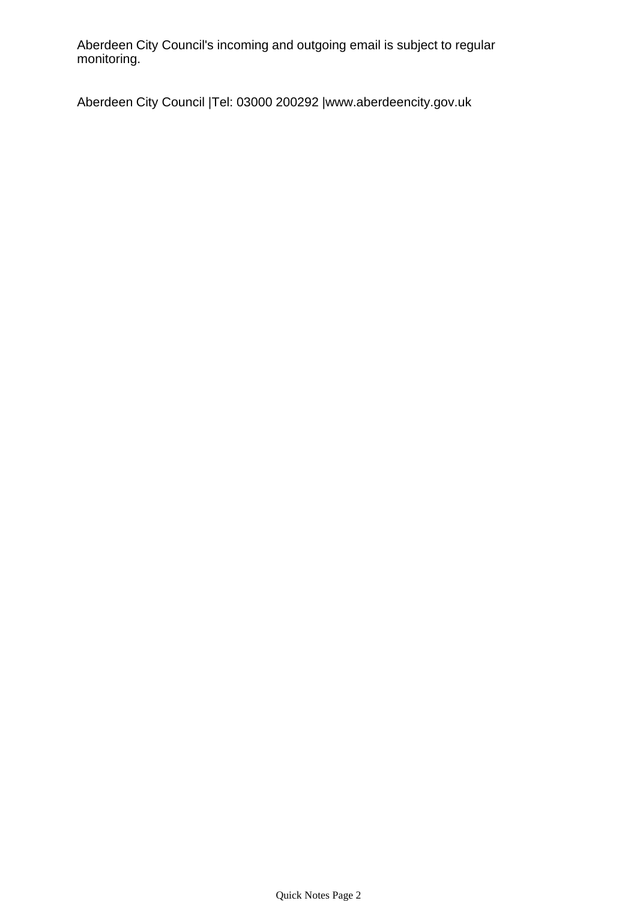Aberdeen City Council's incoming and outgoing email is subject to regular monitoring.

Aberdeen City Council |Tel: 03000 200292 |www.aberdeencity.gov.uk